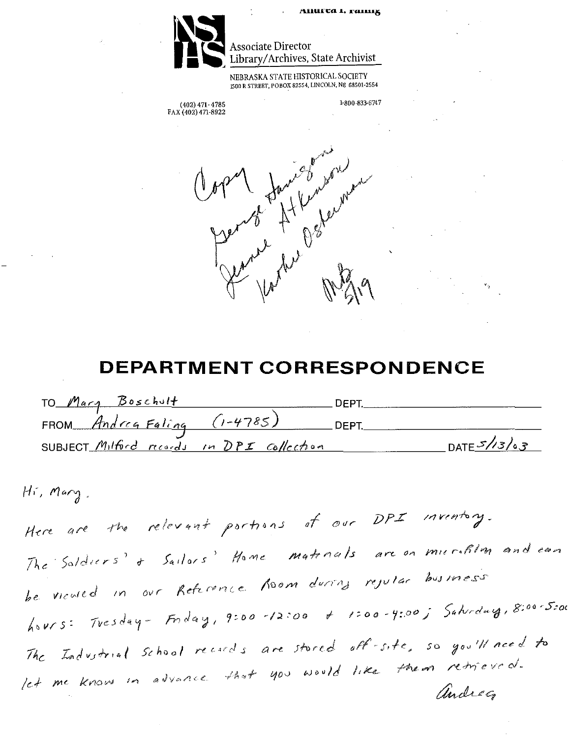Andrea I. Faling

NSHS

Associate Director
Library/Archives, State Archivist

NEBRASKA STATE HISTORICAL SOCIETY
1500 R STREET, PO BOX 82554, LINCOLN, NE 68501-2554

(402) 471-4785
FAX (402) 471-8922

1-800-833-6747

Copy
George Harrison
Jeanne Atkinson
Kathie Osterman
MB 5/19

# DEPARTMENT CORRESPONDENCE

TO Mary Boschult DEPT.
FROM Andrea Faling (1-4785) DEPT.
SUBJECT Milford records in DPI collection DATE 5/13/03

Hi, Mary.

Here are the relevant portions of our DPI inventory.

The Soldiers' & Sailors' Home materials are on microfilm and can be viewed in our Reference Room during regular business hours: Tuesday - Friday, 9:00 - 12:00 & 1:00 - 4:00; Saturday, 8:00 - 5:00

The Industrial School records are stored off-site, so you'll need to let me know in advance that you would like them retrieved.

Andrea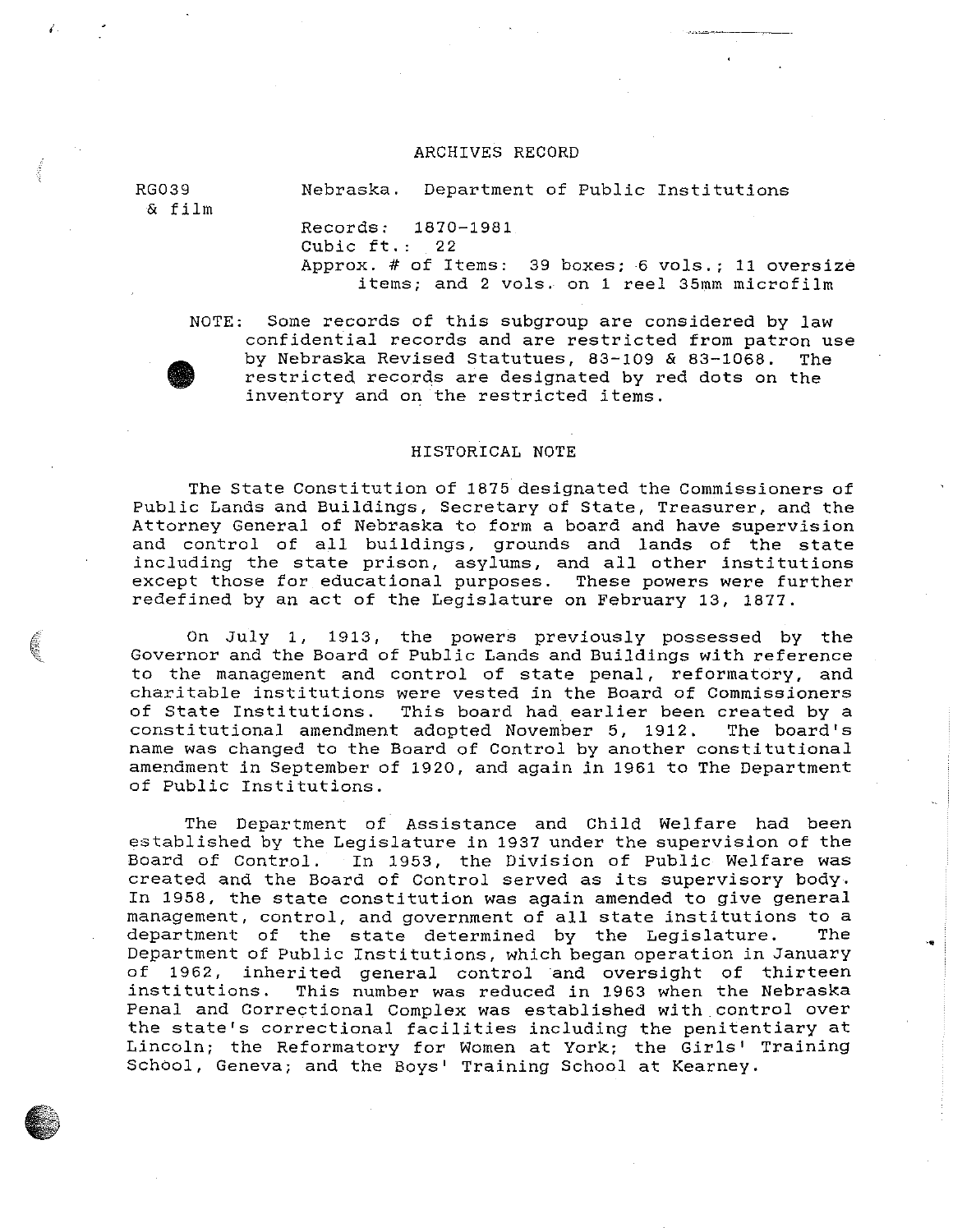# ARCHIVES RECORD

RG039 & film

Nebraska. Department of Public Institutions

Records: 1870-1981
Cubic ft.: 22
Approx. # of Items: 39 boxes; 6 vols.; 11 oversize items; and 2 vols. on 1 reel 35mm microfilm

NOTE: Some records of this subgroup are considered by law confidential records and are restricted from patron use by Nebraska Revised Statutues, 83-109 & 83-1068. The restricted records are designated by red dots on the inventory and on the restricted items.

## HISTORICAL NOTE

The State Constitution of 1875 designated the Commissioners of Public Lands and Buildings, Secretary of State, Treasurer, and the Attorney General of Nebraska to form a board and have supervision and control of all buildings, grounds and lands of the state including the state prison, asylums, and all other institutions except those for educational purposes. These powers were further redefined by an act of the Legislature on February 13, 1877.

On July 1, 1913, the powers previously possessed by the Governor and the Board of Public Lands and Buildings with reference to the management and control of state penal, reformatory, and charitable institutions were vested in the Board of Commissioners of State Institutions. This board had earlier been created by a constitutional amendment adopted November 5, 1912. The board's name was changed to the Board of Control by another constitutional amendment in September of 1920, and again in 1961 to The Department of Public Institutions.

The Department of Assistance and Child Welfare had been established by the Legislature in 1937 under the supervision of the Board of Control. In 1953, the Division of Public Welfare was created and the Board of Control served as its supervisory body. In 1958, the state constitution was again amended to give general management, control, and government of all state institutions to a department of the state determined by the Legislature. The Department of Public Institutions, which began operation in January of 1962, inherited general control and oversight of thirteen institutions. This number was reduced in 1963 when the Nebraska Penal and Correctional Complex was established with control over the state's correctional facilities including the penitentiary at Lincoln; the Reformatory for Women at York; the Girls' Training School, Geneva; and the Boys' Training School at Kearney.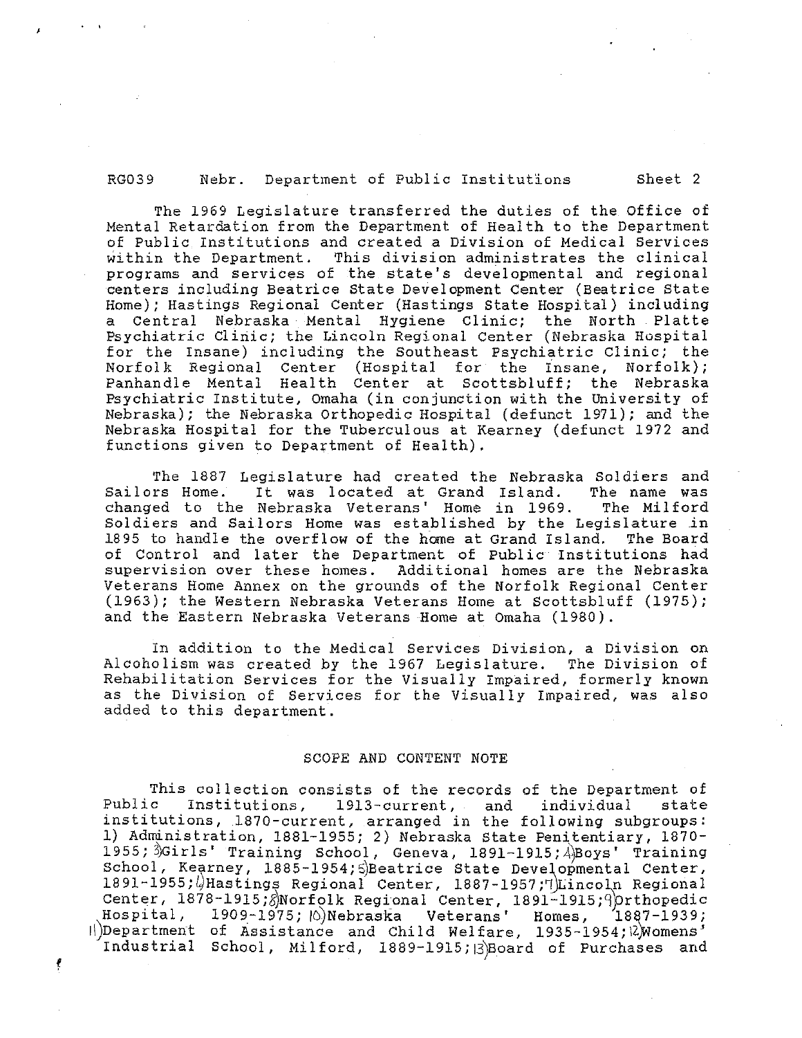The 1969 Legislature transferred the duties of the Office of Mental Retardation from the Department of Health to the Department of Public Institutions and created a Division of Medical Services within the Department. This division administrates the clinical programs and services of the state's developmental and regional centers including Beatrice State Development Center (Beatrice State Home); Hastings Regional Center (Hastings State Hospital) including a Central Nebraska Mental Hygiene Clinic; the North Platte Psychiatric Clinic; the Lincoln Regional Center (Nebraska Hospital for the Insane) including the Southeast Psychiatric Clinic; the Norfolk Regional Center (Hospital for the Insane, Norfolk); Panhandle Mental Health Center at Scottsbluff; the Nebraska Psychiatric Institute, Omaha (in conjunction with the University of Nebraska); the Nebraska Orthopedic Hospital (defunct 1971); and the Nebraska Hospital for the Tuberculous at Kearney (defunct 1972 and functions given to Department of Health).

The 1887 Legislature had created the Nebraska Soldiers and Sailors Home. It was located at Grand Island. The name was changed to the Nebraska Veterans' Home in 1969. The Milford Soldiers and Sailors Home was established by the Legislature in 1895 to handle the overflow of the home at Grand Island. The Board of Control and later the Department of Public Institutions had supervision over these homes. Additional homes are the Nebraska Veterans Home Annex on the grounds of the Norfolk Regional Center (1963); the Western Nebraska Veterans Home at Scottsbluff (1975); and the Eastern Nebraska Veterans Home at Omaha (1980).

In addition to the Medical Services Division, a Division on Alcoholism was created by the 1967 Legislature. The Division of Rehabilitation Services for the Visually Impaired, formerly known as the Division of Services for the Visually Impaired, was also added to this department.

## SCOPE AND CONTENT NOTE

This collection consists of the records of the Department of Public Institutions, 1913-current, and individual state institutions, 1870-current, arranged in the following subgroups: 1) Administration, 1881-1955; 2) Nebraska State Penitentiary, 1870-1955; 3)Girls' Training School, Geneva, 1891-1915; 4)Boys' Training School, Kearney, 1885-1954; 5)Beatrice State Developmental Center, 1891-1955; 6)Hastings Regional Center, 1887-1957; 7)Lincoln Regional Center, 1878-1915; 8)Norfolk Regional Center, 1891-1915; 9)Orthopedic Hospital, 1909-1975; 10)Nebraska Veterans' Homes, 1887-1939; 11)Department of Assistance and Child Welfare, 1935-1954; 12)Womens' Industrial School, Milford, 1889-1915; 13)Board of Purchases and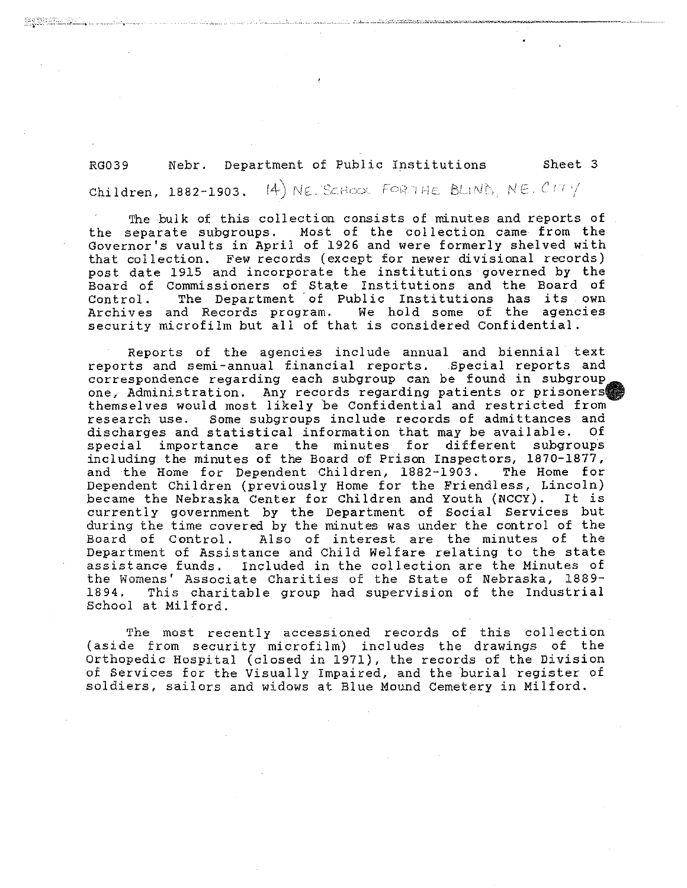RG039 Nebr. Department of Public Institutions Sheet 3

Children, 1882-1903. 14) NE. SCHOOL FOR THE BLIND, NE. CITY

The bulk of this collection consists of minutes and reports of the separate subgroups. Most of the collection came from the Governor's vaults in April of 1926 and were formerly shelved with that collection. Few records (except for newer divisional records) post date 1915 and incorporate the institutions governed by the Board of Commissioners of State Institutions and the Board of Control. The Department of Public Institutions has its own Archives and Records program. We hold some of the agencies security microfilm but all of that is considered Confidential.

Reports of the agencies include annual and biennial text reports and semi-annual financial reports. Special reports and correspondence regarding each subgroup can be found in subgroup one, Administration. Any records regarding patients or prisoners themselves would most likely be Confidential and restricted from research use. Some subgroups include records of admittances and discharges and statistical information that may be available. Of special importance are the minutes for different subgroups including the minutes of the Board of Prison Inspectors, 1870-1877, and the Home for Dependent Children, 1882-1903. The Home for Dependent Children (previously Home for the Friendless, Lincoln) became the Nebraska Center for Children and Youth (NCCY). It is currently government by the Department of Social Services but during the time covered by the minutes was under the control of the Board of Control. Also of interest are the minutes of the Department of Assistance and Child Welfare relating to the state assistance funds. Included in the collection are the Minutes of the Womens' Associate Charities of the State of Nebraska, 1889-1894. This charitable group had supervision of the Industrial School at Milford.

The most recently accessioned records of this collection (aside from security microfilm) includes the drawings of the Orthopedic Hospital (closed in 1971), the records of the Division of Services for the Visually Impaired, and the burial register of soldiers, sailors and widows at Blue Mound Cemetery in Milford.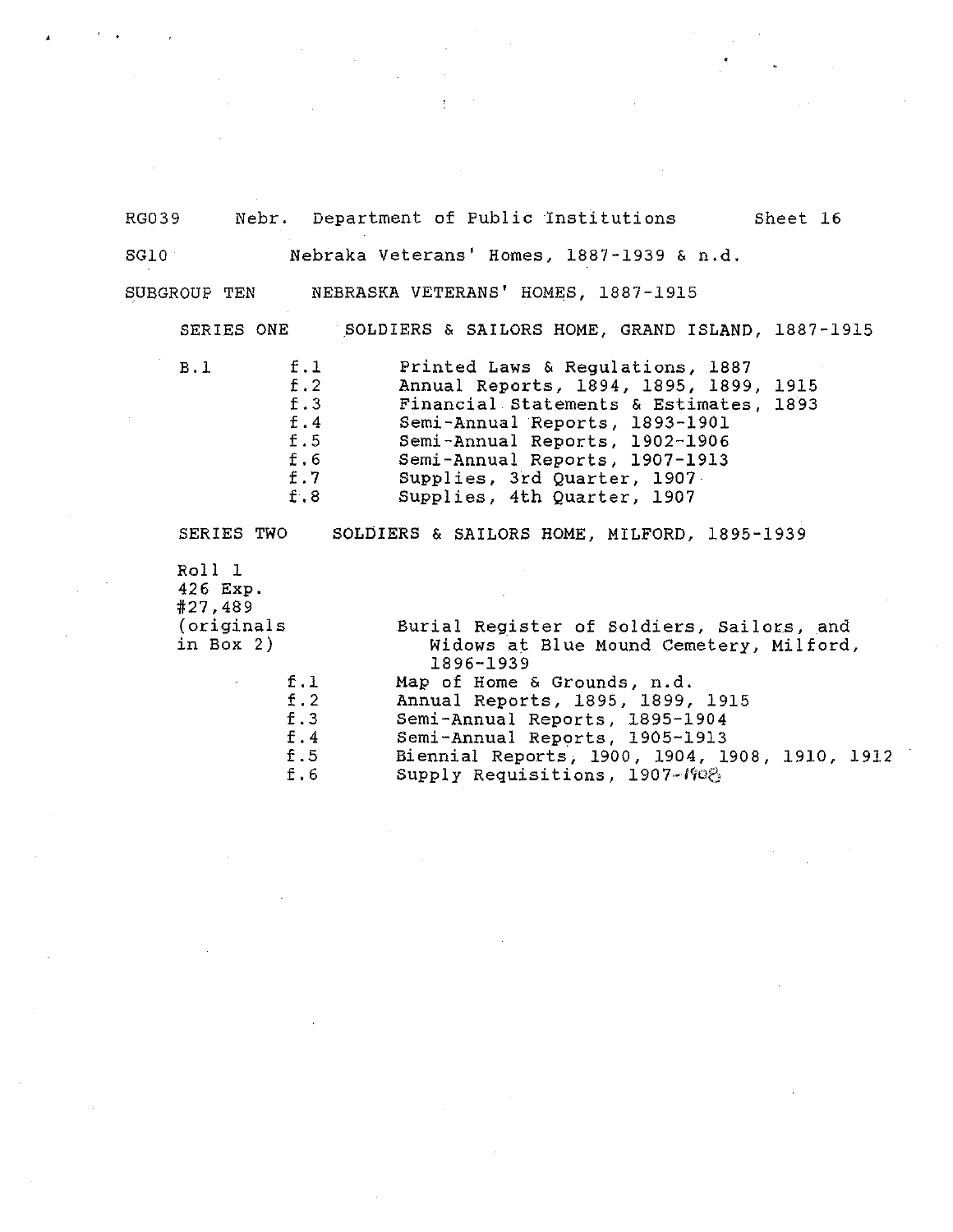RG039 Nebr. Department of Public Institutions Sheet 16

SG10 Nebraka Veterans' Homes, 1887-1939 & n.d.

SUBGROUP TEN NEBRASKA VETERANS' HOMES, 1887-1915

SERIES ONE SOLDIERS & SAILORS HOME, GRAND ISLAND, 1887-1915

| | | |
|---|---|---|
| B.1 | f.1 | Printed Laws & Regulations, 1887 |
| | f.2 | Annual Reports, 1894, 1895, 1899, 1915 |
| | f.3 | Financial Statements & Estimates, 1893 |
| | f.4 | Semi-Annual Reports, 1893-1901 |
| | f.5 | Semi-Annual Reports, 1902-1906 |
| | f.6 | Semi-Annual Reports, 1907-1913 |
| | f.7 | Supplies, 3rd Quarter, 1907 |
| | f.8 | Supplies, 4th Quarter, 1907 |

SERIES TWO SOLDIERS & SAILORS HOME, MILFORD, 1895-1939

| | | |
|---|---|---|
| Roll 1 426 Exp. #27,489 (originals in Box 2) | | Burial Register of Soldiers, Sailors, and Widows at Blue Mound Cemetery, Milford, 1896-1939 |
| | f.1 | Map of Home & Grounds, n.d. |
| | f.2 | Annual Reports, 1895, 1899, 1915 |
| | f.3 | Semi-Annual Reports, 1895-1904 |
| | f.4 | Semi-Annual Reports, 1905-1913 |
| | f.5 | Biennial Reports, 1900, 1904, 1908, 1910, 1912 |
| | f.6 | Supply Requisitions, 1907-1908 |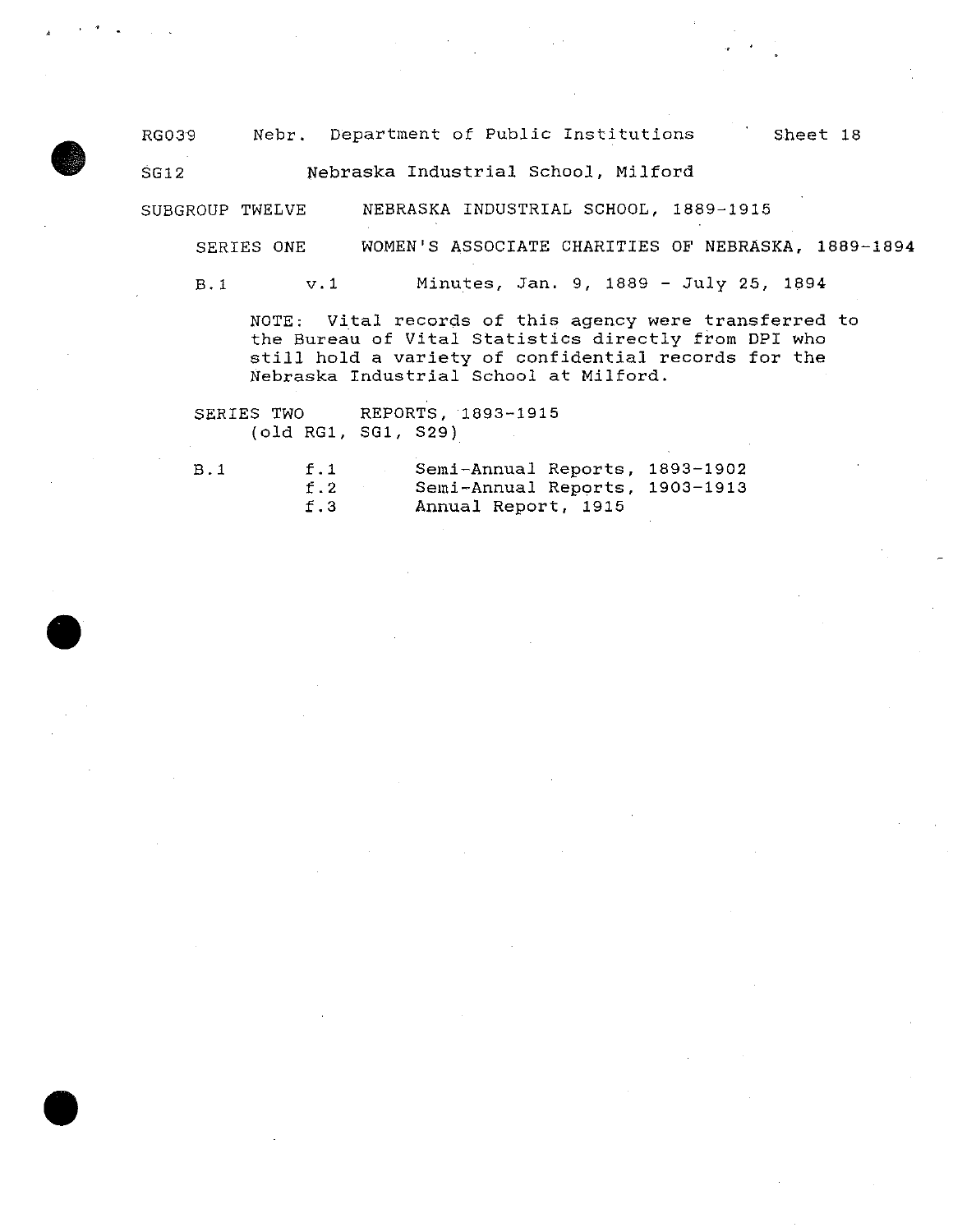RG039 Nebr. Department of Public Institutions Sheet 18

SG12 Nebraska Industrial School, Milford

## SUBGROUP TWELVE NEBRASKA INDUSTRIAL SCHOOL, 1889-1915

### SERIES ONE WOMEN'S ASSOCIATE CHARITIES OF NEBRASKA, 1889-1894

B.1 v.1 Minutes, Jan. 9, 1889 - July 25, 1894

NOTE: Vital records of this agency were transferred to the Bureau of Vital Statistics directly from DPI who still hold a variety of confidential records for the Nebraska Industrial School at Milford.

### SERIES TWO REPORTS, 1893-1915
(old RG1, SG1, S29)

| | | |
|---|---|---|
| B.1 | f.1 | Semi-Annual Reports, 1893-1902 |
| | f.2 | Semi-Annual Reports, 1903-1913 |
| | f.3 | Annual Report, 1915 |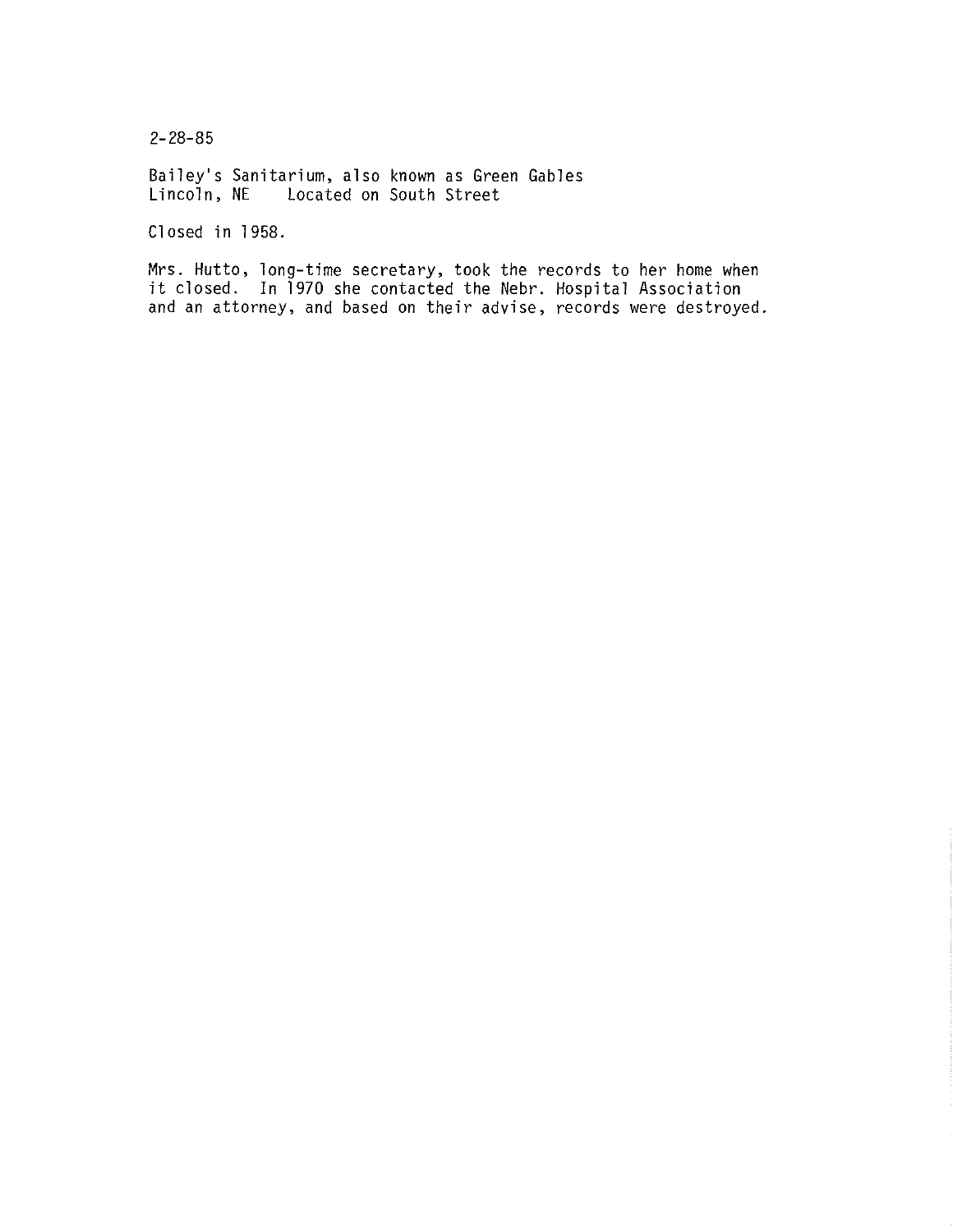2-28-85

Bailey's Sanitarium, also known as Green Gables
Lincoln, NE    Located on South Street

Closed in 1958.

Mrs. Hutto, long-time secretary, took the records to her home when it closed. In 1970 she contacted the Nebr. Hospital Association and an attorney, and based on their advise, records were destroyed.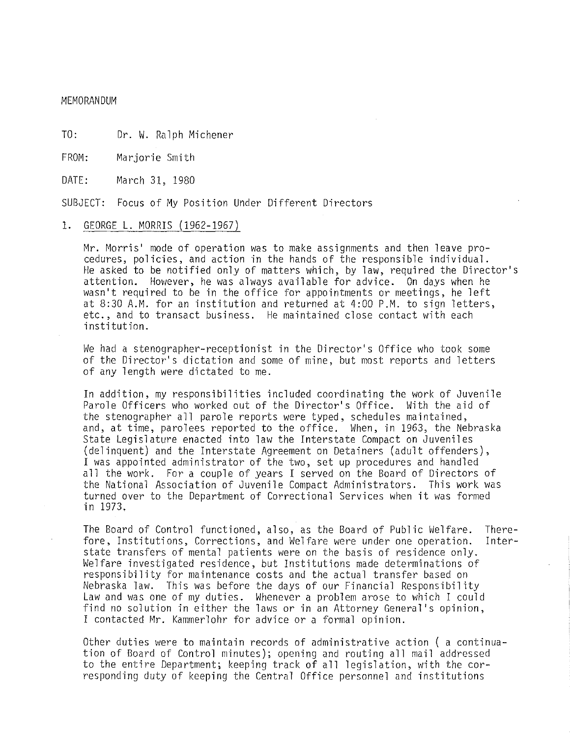MEMORANDUM

TO: Dr. W. Ralph Michener

FROM: Marjorie Smith

DATE: March 31, 1980

SUBJECT: Focus of My Position Under Different Directors

1. GEORGE L. MORRIS (1962-1967)

Mr. Morris' mode of operation was to make assignments and then leave procedures, policies, and action in the hands of the responsible individual. He asked to be notified only of matters which, by law, required the Director's attention. However, he was always available for advice. On days when he wasn't required to be in the office for appointments or meetings, he left at 8:30 A.M. for an institution and returned at 4:00 P.M. to sign letters, etc., and to transact business. He maintained close contact with each institution.

We had a stenographer-receptionist in the Director's Office who took some of the Director's dictation and some of mine, but most reports and letters of any length were dictated to me.

In addition, my responsibilities included coordinating the work of Juvenile Parole Officers who worked out of the Director's Office. With the aid of the stenographer all parole reports were typed, schedules maintained, and, at time, parolees reported to the office. When, in 1963, the Nebraska State Legislature enacted into law the Interstate Compact on Juveniles (delinquent) and the Interstate Agreement on Detainers (adult offenders), I was appointed administrator of the two, set up procedures and handled all the work. For a couple of years I served on the Board of Directors of the National Association of Juvenile Compact Administrators. This work was turned over to the Department of Correctional Services when it was formed in 1973.

The Board of Control functioned, also, as the Board of Public Welfare. Therefore, Institutions, Corrections, and Welfare were under one operation. Interstate transfers of mental patients were on the basis of residence only. Welfare investigated residence, but Institutions made determinations of responsibility for maintenance costs and the actual transfer based on Nebraska law. This was before the days of our Financial Responsibility Law and was one of my duties. Whenever a problem arose to which I could find no solution in either the laws or in an Attorney General's opinion, I contacted Mr. Kammerlohr for advice or a formal opinion.

Other duties were to maintain records of administrative action ( a continuation of Board of Control minutes); opening and routing all mail addressed to the entire Department; keeping track of all legislation, with the corresponding duty of keeping the Central Office personnel and institutions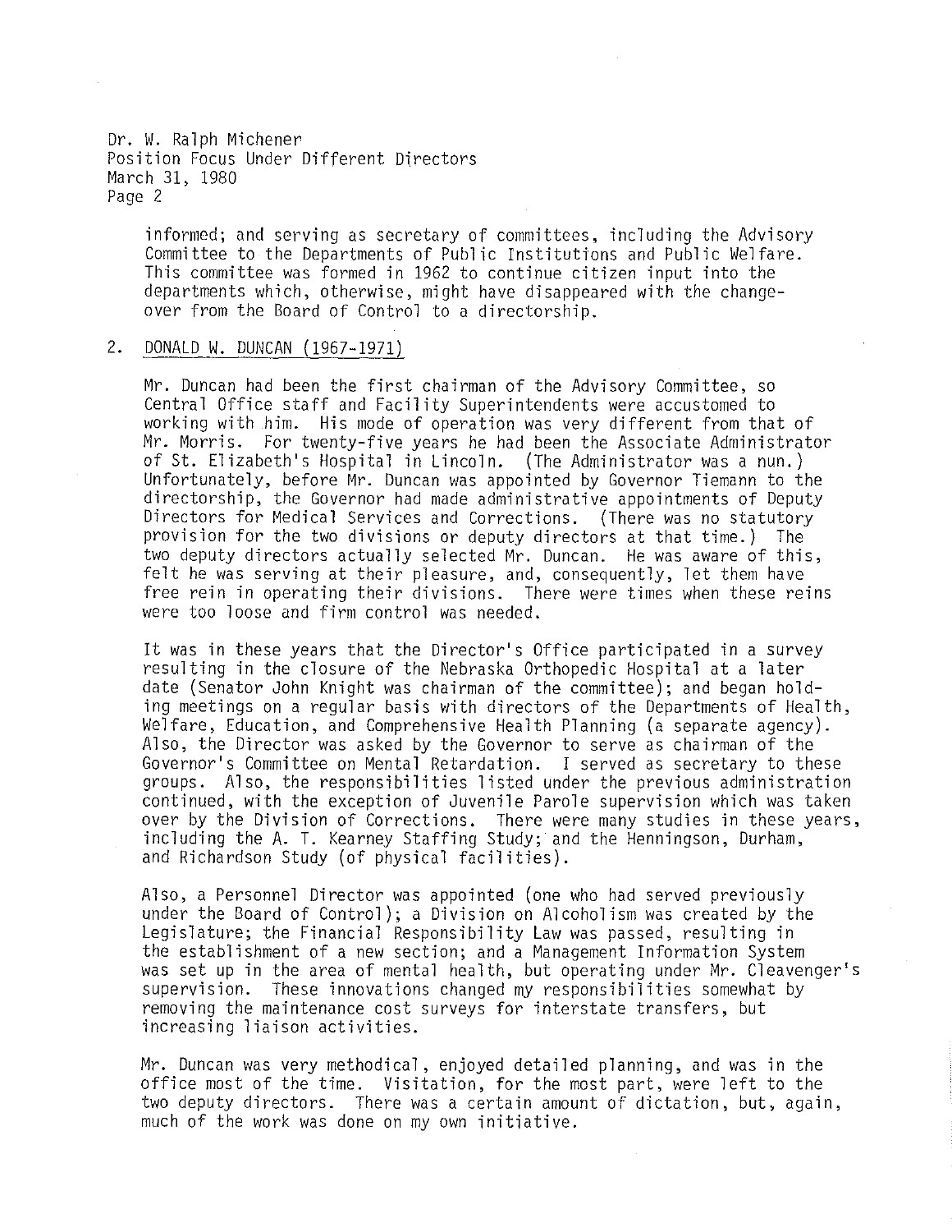informed; and serving as secretary of committees, including the Advisory Committee to the Departments of Public Institutions and Public Welfare. This committee was formed in 1962 to continue citizen input into the departments which, otherwise, might have disappeared with the changeover from the Board of Control to a directorship.

2. <u>DONALD W. DUNCAN (1967-1971)</u>

Mr. Duncan had been the first chairman of the Advisory Committee, so Central Office staff and Facility Superintendents were accustomed to working with him. His mode of operation was very different from that of Mr. Morris. For twenty-five years he had been the Associate Administrator of St. Elizabeth's Hospital in Lincoln. (The Administrator was a nun.) Unfortunately, before Mr. Duncan was appointed by Governor Tiemann to the directorship, the Governor had made administrative appointments of Deputy Directors for Medical Services and Corrections. (There was no statutory provision for the two divisions or deputy directors at that time.) The two deputy directors actually selected Mr. Duncan. He was aware of this, felt he was serving at their pleasure, and, consequently, let them have free rein in operating their divisions. There were times when these reins were too loose and firm control was needed.

It was in these years that the Director's Office participated in a survey resulting in the closure of the Nebraska Orthopedic Hospital at a later date (Senator John Knight was chairman of the committee); and began holding meetings on a regular basis with directors of the Departments of Health, Welfare, Education, and Comprehensive Health Planning (a separate agency). Also, the Director was asked by the Governor to serve as chairman of the Governor's Committee on Mental Retardation. I served as secretary to these groups. Also, the responsibilities listed under the previous administration continued, with the exception of Juvenile Parole supervision which was taken over by the Division of Corrections. There were many studies in these years, including the A. T. Kearney Staffing Study; and the Henningson, Durham, and Richardson Study (of physical facilities).

Also, a Personnel Director was appointed (one who had served previously under the Board of Control); a Division on Alcoholism was created by the Legislature; the Financial Responsibility Law was passed, resulting in the establishment of a new section; and a Management Information System was set up in the area of mental health, but operating under Mr. Cleavenger's supervision. These innovations changed my responsibilities somewhat by removing the maintenance cost surveys for interstate transfers, but increasing liaison activities.

Mr. Duncan was very methodical, enjoyed detailed planning, and was in the office most of the time. Visitation, for the most part, were left to the two deputy directors. There was a certain amount of dictation, but, again, much of the work was done on my own initiative.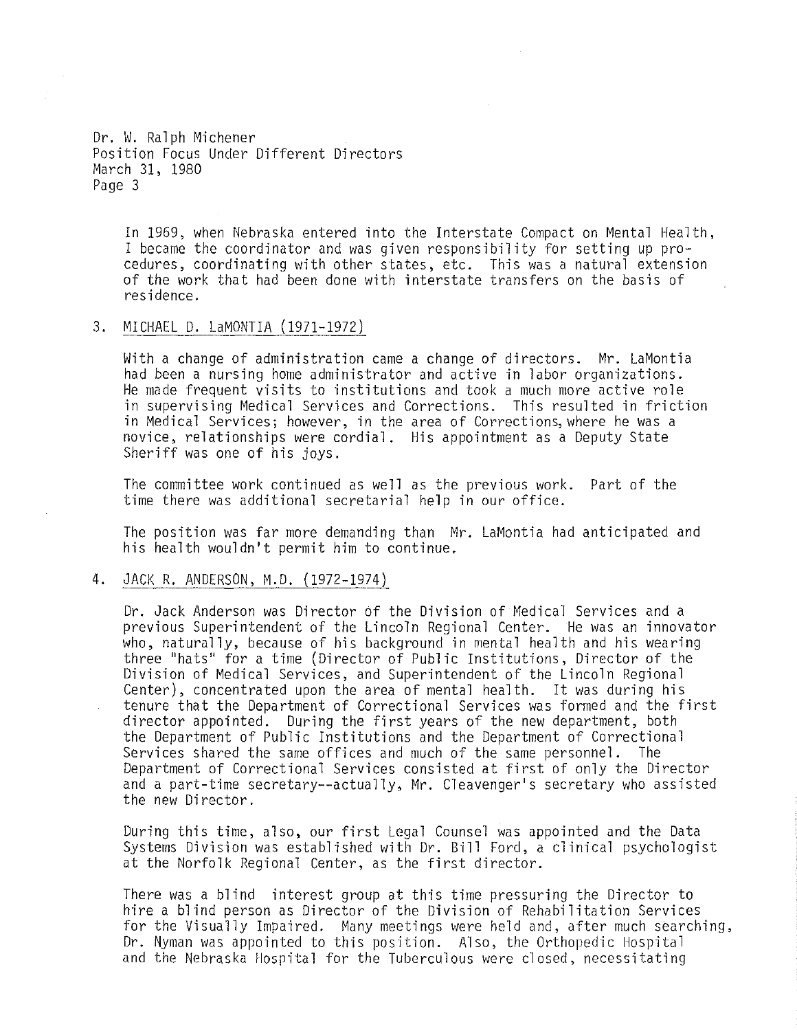In 1969, when Nebraska entered into the Interstate Compact on Mental Health, I became the coordinator and was given responsibility for setting up procedures, coordinating with other states, etc. This was a natural extension of the work that had been done with interstate transfers on the basis of residence.

3. MICHAEL D. LaMONTIA (1971-1972)

   With a change of administration came a change of directors. Mr. LaMontia had been a nursing home administrator and active in labor organizations. He made frequent visits to institutions and took a much more active role in supervising Medical Services and Corrections. This resulted in friction in Medical Services; however, in the area of Corrections, where he was a novice, relationships were cordial. His appointment as a Deputy State Sheriff was one of his joys.

   The committee work continued as well as the previous work. Part of the time there was additional secretarial help in our office.

   The position was far more demanding than Mr. LaMontia had anticipated and his health wouldn't permit him to continue.

4. JACK R. ANDERSON, M.D. (1972-1974)

   Dr. Jack Anderson was Director of the Division of Medical Services and a previous Superintendent of the Lincoln Regional Center. He was an innovator who, naturally, because of his background in mental health and his wearing three "hats" for a time (Director of Public Institutions, Director of the Division of Medical Services, and Superintendent of the Lincoln Regional Center), concentrated upon the area of mental health. It was during his tenure that the Department of Correctional Services was formed and the first director appointed. During the first years of the new department, both the Department of Public Institutions and the Department of Correctional Services shared the same offices and much of the same personnel. The Department of Correctional Services consisted at first of only the Director and a part-time secretary--actually, Mr. Cleavenger's secretary who assisted the new Director.

   During this time, also, our first Legal Counsel was appointed and the Data Systems Division was established with Dr. Bill Ford, a clinical psychologist at the Norfolk Regional Center, as the first director.

   There was a blind interest group at this time pressuring the Director to hire a blind person as Director of the Division of Rehabilitation Services for the Visually Impaired. Many meetings were held and, after much searching, Dr. Nyman was appointed to this position. Also, the Orthopedic Hospital and the Nebraska Hospital for the Tuberculous were closed, necessitating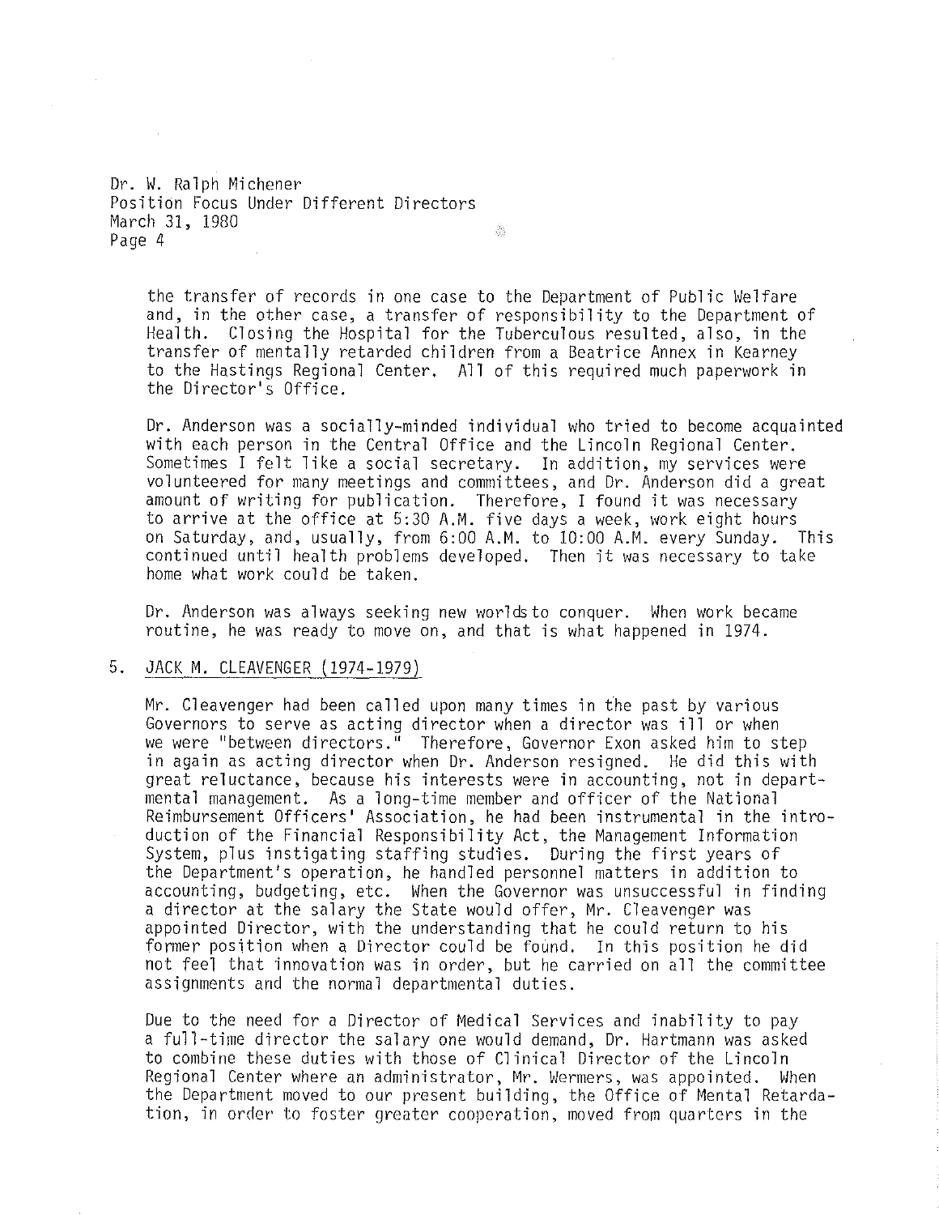the transfer of records in one case to the Department of Public Welfare and, in the other case, a transfer of responsibility to the Department of Health. Closing the Hospital for the Tuberculous resulted, also, in the transfer of mentally retarded children from a Beatrice Annex in Kearney to the Hastings Regional Center. All of this required much paperwork in the Director's Office.

Dr. Anderson was a socially-minded individual who tried to become acquainted with each person in the Central Office and the Lincoln Regional Center. Sometimes I felt like a social secretary. In addition, my services were volunteered for many meetings and committees, and Dr. Anderson did a great amount of writing for publication. Therefore, I found it was necessary to arrive at the office at 5:30 A.M. five days a week, work eight hours on Saturday, and, usually, from 6:00 A.M. to 10:00 A.M. every Sunday. This continued until health problems developed. Then it was necessary to take home what work could be taken.

Dr. Anderson was always seeking new worlds to conquer. When work became routine, he was ready to move on, and that is what happened in 1974.

5. JACK M. CLEAVENGER (1974-1979)

Mr. Cleavenger had been called upon many times in the past by various Governors to serve as acting director when a director was ill or when we were "between directors." Therefore, Governor Exon asked him to step in again as acting director when Dr. Anderson resigned. He did this with great reluctance, because his interests were in accounting, not in departmental management. As a long-time member and officer of the National Reimbursement Officers' Association, he had been instrumental in the introduction of the Financial Responsibility Act, the Management Information System, plus instigating staffing studies. During the first years of the Department's operation, he handled personnel matters in addition to accounting, budgeting, etc. When the Governor was unsuccessful in finding a director at the salary the State would offer, Mr. Cleavenger was appointed Director, with the understanding that he could return to his former position when a Director could be found. In this position he did not feel that innovation was in order, but he carried on all the committee assignments and the normal departmental duties.

Due to the need for a Director of Medical Services and inability to pay a full-time director the salary one would demand, Dr. Hartmann was asked to combine these duties with those of Clinical Director of the Lincoln Regional Center where an administrator, Mr. Wermers, was appointed. When the Department moved to our present building, the Office of Mental Retardation, in order to foster greater cooperation, moved from quarters in the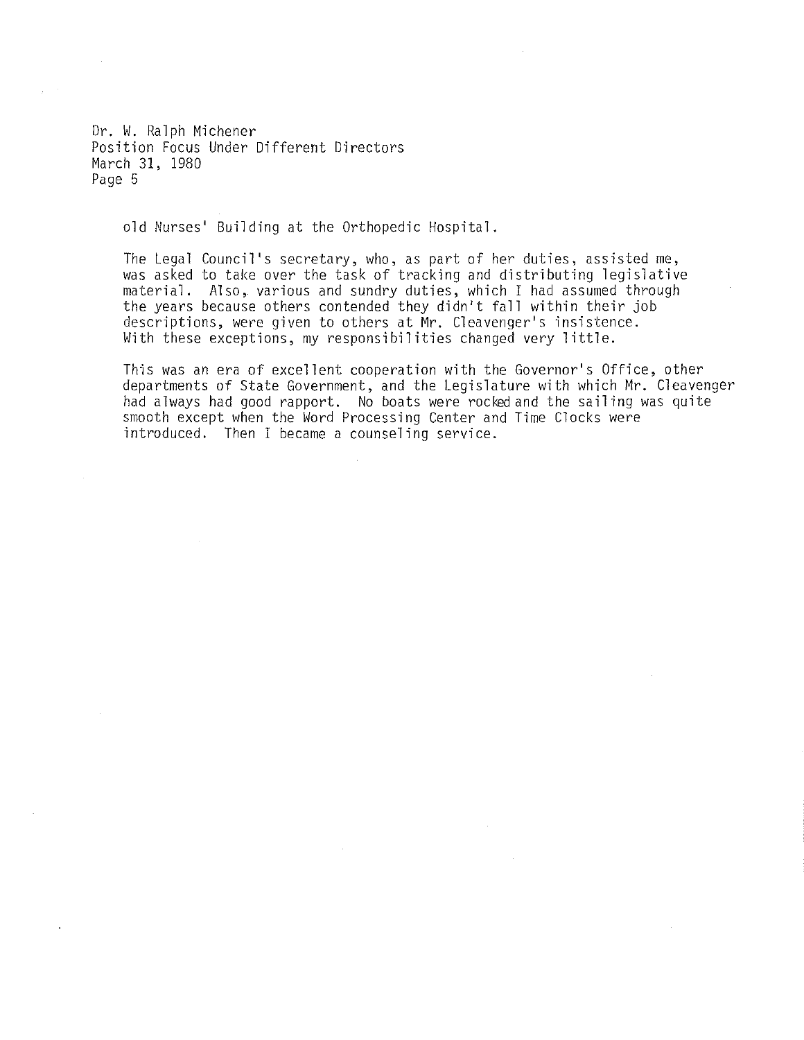old Nurses' Building at the Orthopedic Hospital.

The Legal Council's secretary, who, as part of her duties, assisted me, was asked to take over the task of tracking and distributing legislative material. Also, various and sundry duties, which I had assumed through the years because others contended they didn't fall within their job descriptions, were given to others at Mr. Cleavenger's insistence. With these exceptions, my responsibilities changed very little.

This was an era of excellent cooperation with the Governor's Office, other departments of State Government, and the Legislature with which Mr. Cleavenger had always had good rapport. No boats were rocked and the sailing was quite smooth except when the Word Processing Center and Time Clocks were introduced. Then I became a counseling service.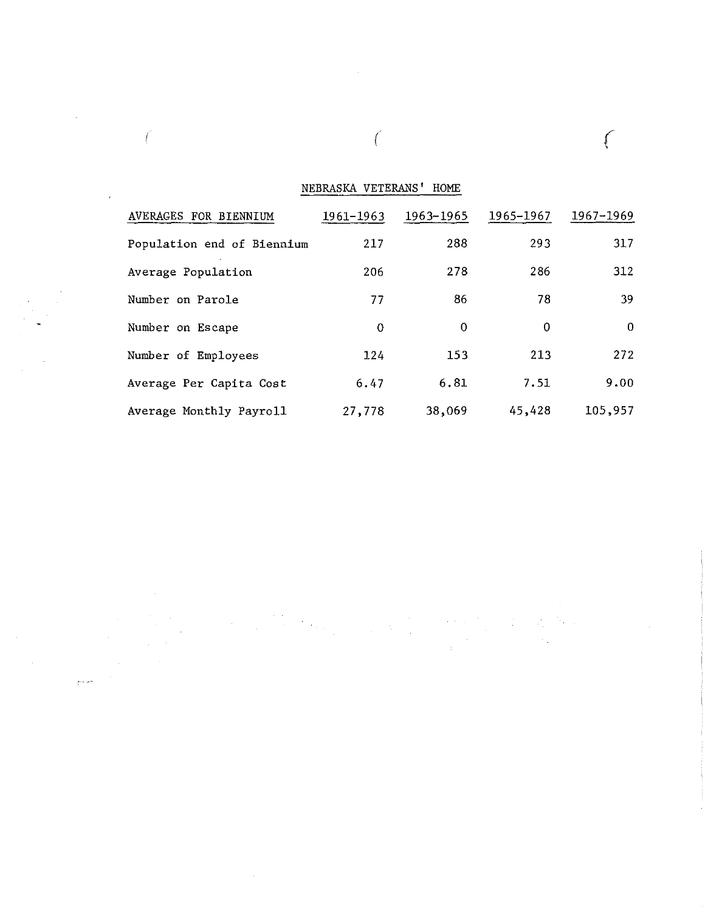## NEBRASKA VETERANS' HOME

| AVERAGES FOR BIENNIUM | 1961-1963 | 1963-1965 | 1965-1967 | 1967-1969 |
|---|---|---|---|---|
| Population end of Biennium | 217 | 288 | 293 | 317 |
| Average Population | 206 | 278 | 286 | 312 |
| Number on Parole | 77 | 86 | 78 | 39 |
| Number on Escape | 0 | 0 | 0 | 0 |
| Number of Employees | 124 | 153 | 213 | 272 |
| Average Per Capita Cost | 6.47 | 6.81 | 7.51 | 9.00 |
| Average Monthly Payroll | 27,778 | 38,069 | 45,428 | 105,957 |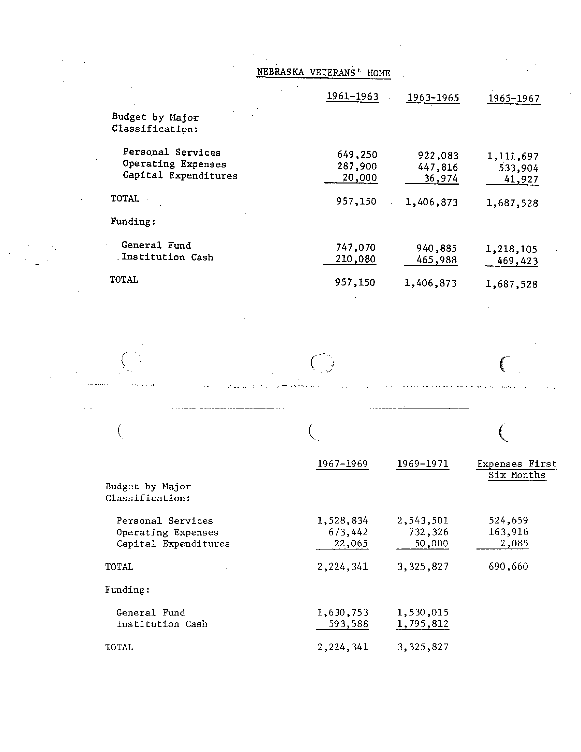# NEBRASKA VETERANS' HOME

| | 1961-1963 | 1963-1965 | 1965-1967 |
|---|---|---|---|
| **Budget by Major Classification:** | | | |
| Personal Services | 649,250 | 922,083 | 1,111,697 |
| Operating Expenses | 287,900 | 447,816 | 533,904 |
| Capital Expenditures | 20,000 | 36,974 | 41,927 |
| TOTAL | 957,150 | 1,406,873 | 1,687,528 |
| **Funding:** | | | |
| General Fund | 747,070 | 940,885 | 1,218,105 |
| Institution Cash | 210,080 | 465,988 | 469,423 |
| TOTAL | 957,150 | 1,406,873 | 1,687,528 |

| | 1967-1969 | 1969-1971 | Expenses First Six Months |
|---|---|---|---|
| **Budget by Major Classification:** | | | |
| Personal Services | 1,528,834 | 2,543,501 | 524,659 |
| Operating Expenses | 673,442 | 732,326 | 163,916 |
| Capital Expenditures | 22,065 | 50,000 | 2,085 |
| TOTAL | 2,224,341 | 3,325,827 | 690,660 |
| **Funding:** | | | |
| General Fund | 1,630,753 | 1,530,015 | |
| Institution Cash | 593,588 | 1,795,812 | |
| TOTAL | 2,224,341 | 3,325,827 | |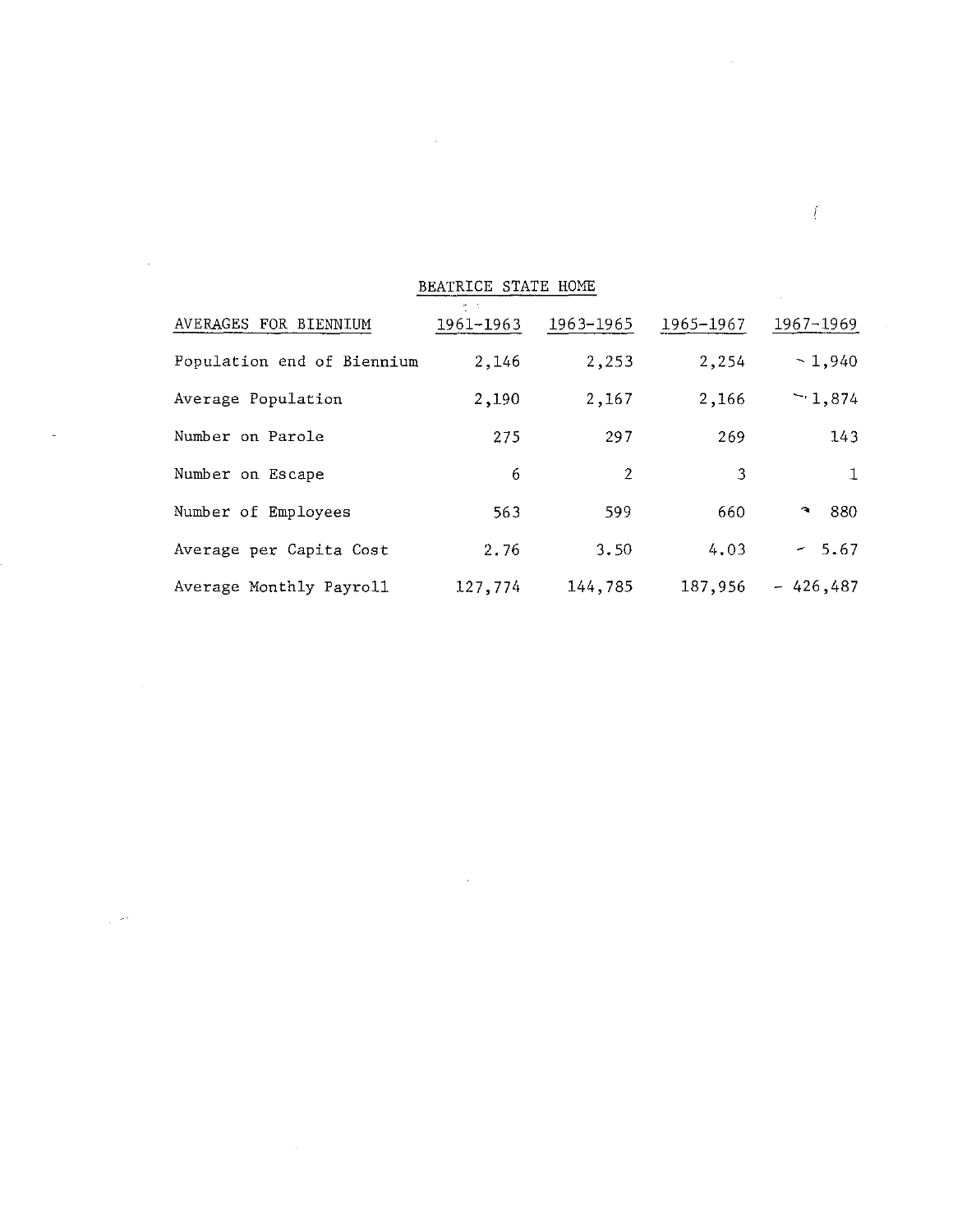## BEATRICE STATE HOME

| AVERAGES FOR BIENNIUM | 1961-1963 | 1963-1965 | 1965-1967 | 1967-1969 |
|---|---|---|---|---|
| Population end of Biennium | 2,146 | 2,253 | 2,254 | 1,940 |
| Average Population | 2,190 | 2,167 | 2,166 | 1,874 |
| Number on Parole | 275 | 297 | 269 | 143 |
| Number on Escape | 6 | 2 | 3 | 1 |
| Number of Employees | 563 | 599 | 660 | 880 |
| Average per Capita Cost | 2.76 | 3.50 | 4.03 | 5.67 |
| Average Monthly Payroll | 127,774 | 144,785 | 187,956 | 426,487 |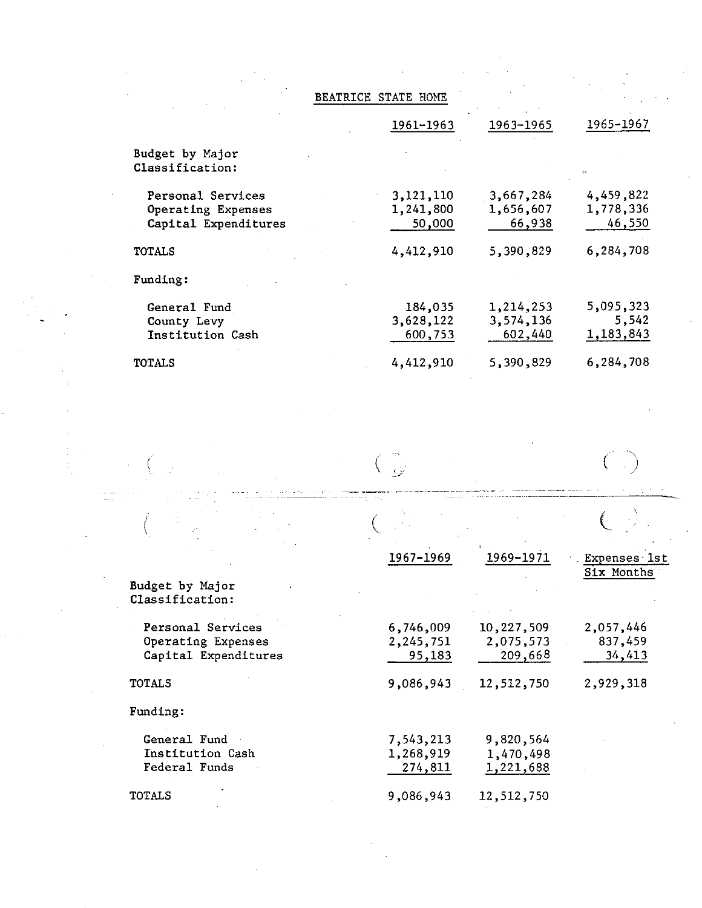# BEATRICE STATE HOME

| | 1961-1963 | 1963-1965 | 1965-1967 |
|---|---|---|---|
| Budget by Major Classification: | | | |
| Personal Services | 3,121,110 | 3,667,284 | 4,459,822 |
| Operating Expenses | 1,241,800 | 1,656,607 | 1,778,336 |
| Capital Expenditures | 50,000 | 66,938 | 46,550 |
| TOTALS | 4,412,910 | 5,390,829 | 6,284,708 |
| Funding: | | | |
| General Fund | 184,035 | 1,214,253 | 5,095,323 |
| County Levy | 3,628,122 | 3,574,136 | 5,542 |
| Institution Cash | 600,753 | 602,440 | 1,183,843 |
| TOTALS | 4,412,910 | 5,390,829 | 6,284,708 |

| | 1967-1969 | 1969-1971 | Expenses 1st Six Months |
|---|---|---|---|
| Budget by Major Classification: | | | |
| Personal Services | 6,746,009 | 10,227,509 | 2,057,446 |
| Operating Expenses | 2,245,751 | 2,075,573 | 837,459 |
| Capital Expenditures | 95,183 | 209,668 | 34,413 |
| TOTALS | 9,086,943 | 12,512,750 | 2,929,318 |
| Funding: | | | |
| General Fund | 7,543,213 | 9,820,564 | |
| Institution Cash | 1,268,919 | 1,470,498 | |
| Federal Funds | 274,811 | 1,221,688 | |
| TOTALS | 9,086,943 | 12,512,750 | |